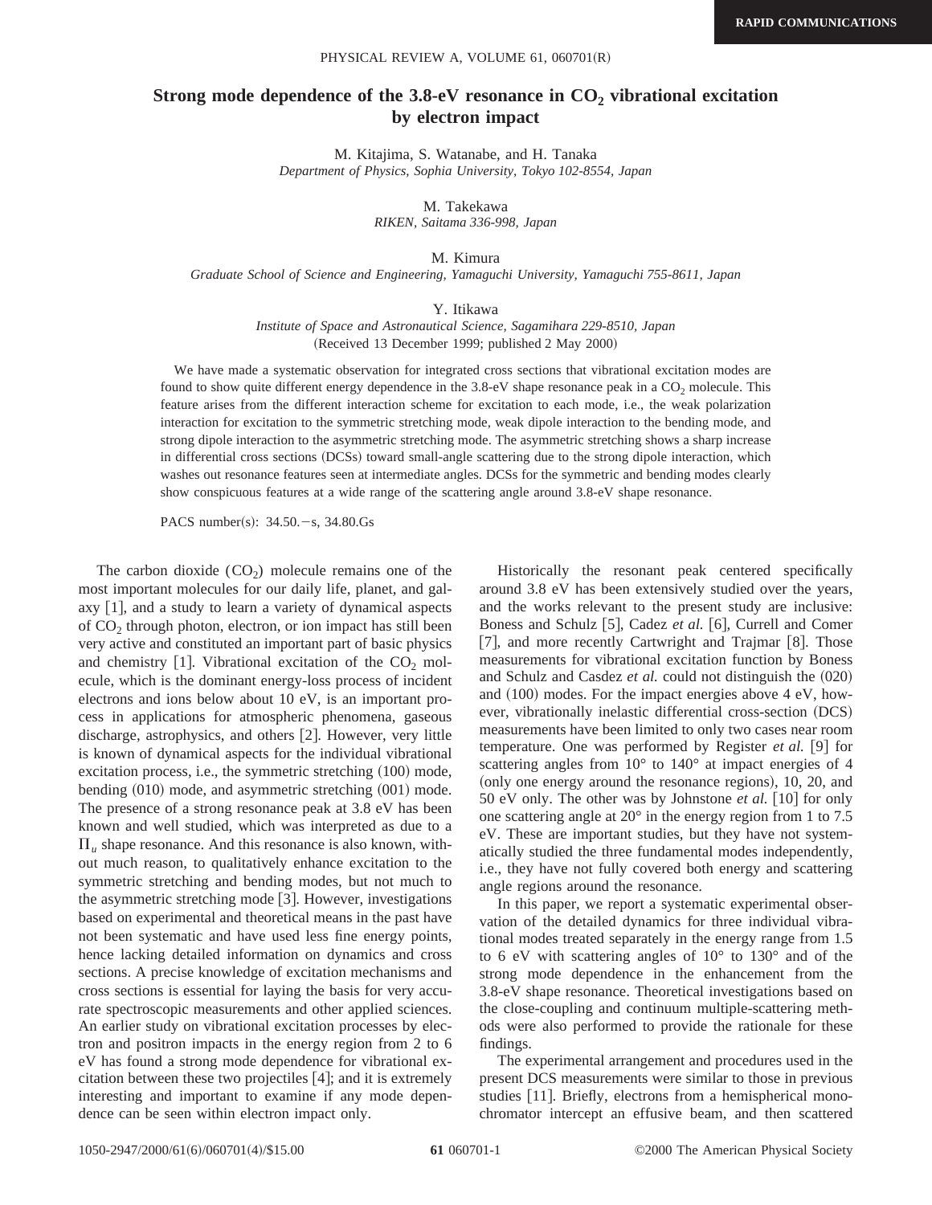# Strong mode dependence of the 3.8-eV resonance in $CO_2$ vibrational excitation by electron impact

M. Kitajima, S. Watanabe, and H. Tanaka
*Department of Physics, Sophia University, Tokyo 102-8554, Japan*

M. Takekawa
*RIKEN, Saitama 336-998, Japan*

M. Kimura
*Graduate School of Science and Engineering, Yamaguchi University, Yamaguchi 755-8611, Japan*

Y. Itikawa
*Institute of Space and Astronautical Science, Sagamihara 229-8510, Japan*
(Received 13 December 1999; published 2 May 2000)

We have made a systematic observation for integrated cross sections that vibrational excitation modes are found to show quite different energy dependence in the 3.8-eV shape resonance peak in a $CO_2$ molecule. This feature arises from the different interaction scheme for excitation to each mode, i.e., the weak polarization interaction for excitation to the symmetric stretching mode, weak dipole interaction to the bending mode, and strong dipole interaction to the asymmetric stretching mode. The asymmetric stretching shows a sharp increase in differential cross sections (DCSs) toward small-angle scattering due to the strong dipole interaction, which washes out resonance features seen at intermediate angles. DCSs for the symmetric and bending modes clearly show conspicuous features at a wide range of the scattering angle around 3.8-eV shape resonance.

PACS number(s): 34.50.−s, 34.80.Gs

The carbon dioxide ($CO_2$) molecule remains one of the most important molecules for our daily life, planet, and galaxy [1], and a study to learn a variety of dynamical aspects of $CO_2$ through photon, electron, or ion impact has still been very active and constituted an important part of basic physics and chemistry [1]. Vibrational excitation of the $CO_2$ molecule, which is the dominant energy-loss process of incident electrons and ions below about 10 eV, is an important process in applications for atmospheric phenomena, gaseous discharge, astrophysics, and others [2]. However, very little is known of dynamical aspects for the individual vibrational excitation process, i.e., the symmetric stretching (100) mode, bending (010) mode, and asymmetric stretching (001) mode. The presence of a strong resonance peak at 3.8 eV has been known and well studied, which was interpreted as due to a $\Pi_u$ shape resonance. And this resonance is also known, without much reason, to qualitatively enhance excitation to the symmetric stretching and bending modes, but not much to the asymmetric stretching mode [3]. However, investigations based on experimental and theoretical means in the past have not been systematic and have used less fine energy points, hence lacking detailed information on dynamics and cross sections. A precise knowledge of excitation mechanisms and cross sections is essential for laying the basis for very accurate spectroscopic measurements and other applied sciences. An earlier study on vibrational excitation processes by electron and positron impacts in the energy region from 2 to 6 eV has found a strong mode dependence for vibrational excitation between these two projectiles [4]; and it is extremely interesting and important to examine if any mode dependence can be seen within electron impact only.

Historically the resonant peak centered specifically around 3.8 eV has been extensively studied over the years, and the works relevant to the present study are inclusive: Boness and Schulz [5], Cadez *et al.* [6], Currell and Comer [7], and more recently Cartwright and Trajmar [8]. Those measurements for vibrational excitation function by Boness and Schulz and Casdez *et al.* could not distinguish the (020) and (100) modes. For the impact energies above 4 eV, however, vibrationally inelastic differential cross-section (DCS) measurements have been limited to only two cases near room temperature. One was performed by Register *et al.* [9] for scattering angles from 10° to 140° at impact energies of 4 (only one energy around the resonance regions), 10, 20, and 50 eV only. The other was by Johnstone *et al.* [10] for only one scattering angle at 20° in the energy region from 1 to 7.5 eV. These are important studies, but they have not systematically studied the three fundamental modes independently, i.e., they have not fully covered both energy and scattering angle regions around the resonance.

In this paper, we report a systematic experimental observation of the detailed dynamics for three individual vibrational modes treated separately in the energy range from 1.5 to 6 eV with scattering angles of 10° to 130° and of the strong mode dependence in the enhancement from the 3.8-eV shape resonance. Theoretical investigations based on the close-coupling and continuum multiple-scattering methods were also performed to provide the rationale for these findings.

The experimental arrangement and procedures used in the present DCS measurements were similar to those in previous studies [11]. Briefly, electrons from a hemispherical monochromator intercept an effusive beam, and then scattered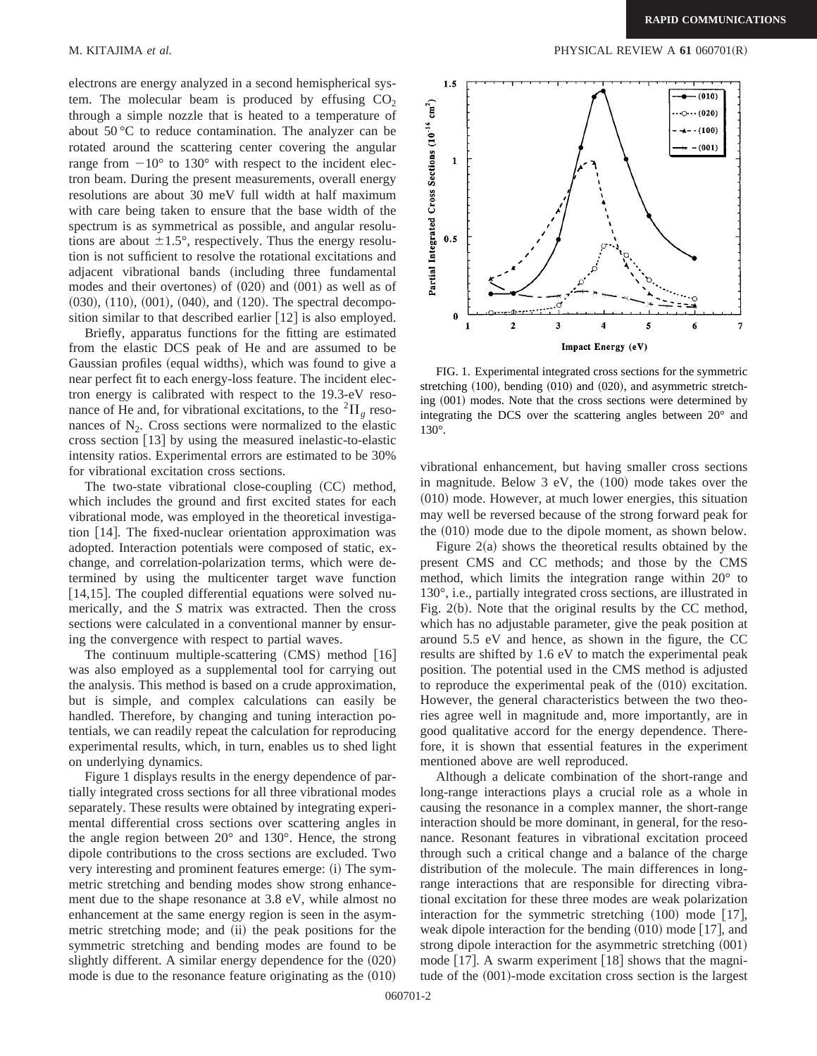electrons are energy analyzed in a second hemispherical system. The molecular beam is produced by effusing $CO_2$ through a simple nozzle that is heated to a temperature of about 50 °C to reduce contamination. The analyzer can be rotated around the scattering center covering the angular range from −10° to 130° with respect to the incident electron beam. During the present measurements, overall energy resolutions are about 30 meV full width at half maximum with care being taken to ensure that the base width of the spectrum is as symmetrical as possible, and angular resolutions are about ±1.5°, respectively. Thus the energy resolution is not sufficient to resolve the rotational excitations and adjacent vibrational bands (including three fundamental modes and their overtones) of (020) and (001) as well as of (030), (110), (001), (040), and (120). The spectral decomposition similar to that described earlier [12] is also employed.

Briefly, apparatus functions for the fitting are estimated from the elastic DCS peak of He and are assumed to be Gaussian profiles (equal widths), which was found to give a near perfect fit to each energy-loss feature. The incident electron energy is calibrated with respect to the 19.3-eV resonance of He and, for vibrational excitations, to the $^2\Pi_g$ resonances of $N_2$. Cross sections were normalized to the elastic cross section [13] by using the measured inelastic-to-elastic intensity ratios. Experimental errors are estimated to be 30% for vibrational excitation cross sections.

The two-state vibrational close-coupling (CC) method, which includes the ground and first excited states for each vibrational mode, was employed in the theoretical investigation [14]. The fixed-nuclear orientation approximation was adopted. Interaction potentials were composed of static, exchange, and correlation-polarization terms, which were determined by using the multicenter target wave function [14,15]. The coupled differential equations were solved numerically, and the *S* matrix was extracted. Then the cross sections were calculated in a conventional manner by ensuring the convergence with respect to partial waves.

The continuum multiple-scattering (CMS) method [16] was also employed as a supplemental tool for carrying out the analysis. This method is based on a crude approximation, but is simple, and complex calculations can easily be handled. Therefore, by changing and tuning interaction potentials, we can readily repeat the calculation for reproducing experimental results, which, in turn, enables us to shed light on underlying dynamics.

Figure 1 displays results in the energy dependence of partially integrated cross sections for all three vibrational modes separately. These results were obtained by integrating experimental differential cross sections over scattering angles in the angle region between 20° and 130°. Hence, the strong dipole contributions to the cross sections are excluded. Two very interesting and prominent features emerge: (i) The symmetric stretching and bending modes show strong enhancement due to the shape resonance at 3.8 eV, while almost no enhancement at the same energy region is seen in the asymmetric stretching mode; and (ii) the peak positions for the symmetric stretching and bending modes are found to be slightly different. A similar energy dependence for the (020) mode is due to the resonance feature originating as the (010) vibrational enhancement, but having smaller cross sections in magnitude. Below 3 eV, the (100) mode takes over the (010) mode. However, at much lower energies, this situation may well be reversed because of the strong forward peak for the (010) mode due to the dipole moment, as shown below.

FIG. 1. Experimental integrated cross sections for the symmetric stretching (100), bending (010) and (020), and asymmetric stretching (001) modes. Note that the cross sections were determined by integrating the DCS over the scattering angles between 20° and 130°.

Figure 2(a) shows the theoretical results obtained by the present CMS and CC methods; and those by the CMS method, which limits the integration range within 20° to 130°, i.e., partially integrated cross sections, are illustrated in Fig. 2(b). Note that the original results by the CC method, which has no adjustable parameter, give the peak position at around 5.5 eV and hence, as shown in the figure, the CC results are shifted by 1.6 eV to match the experimental peak position. The potential used in the CMS method is adjusted to reproduce the experimental peak of the (010) excitation. However, the general characteristics between the two theories agree well in magnitude and, more importantly, are in good qualitative accord for the energy dependence. Therefore, it is shown that essential features in the experiment mentioned above are well reproduced.

Although a delicate combination of the short-range and long-range interactions plays a crucial role as a whole in causing the resonance in a complex manner, the short-range interaction should be more dominant, in general, for the resonance. Resonant features in vibrational excitation proceed through such a critical change and a balance of the charge distribution of the molecule. The main differences in long-range interactions that are responsible for directing vibrational excitation for these three modes are weak polarization interaction for the symmetric stretching (100) mode [17], weak dipole interaction for the bending (010) mode [17], and strong dipole interaction for the asymmetric stretching (001) mode [17]. A swarm experiment [18] shows that the magnitude of the (001)-mode excitation cross section is the largest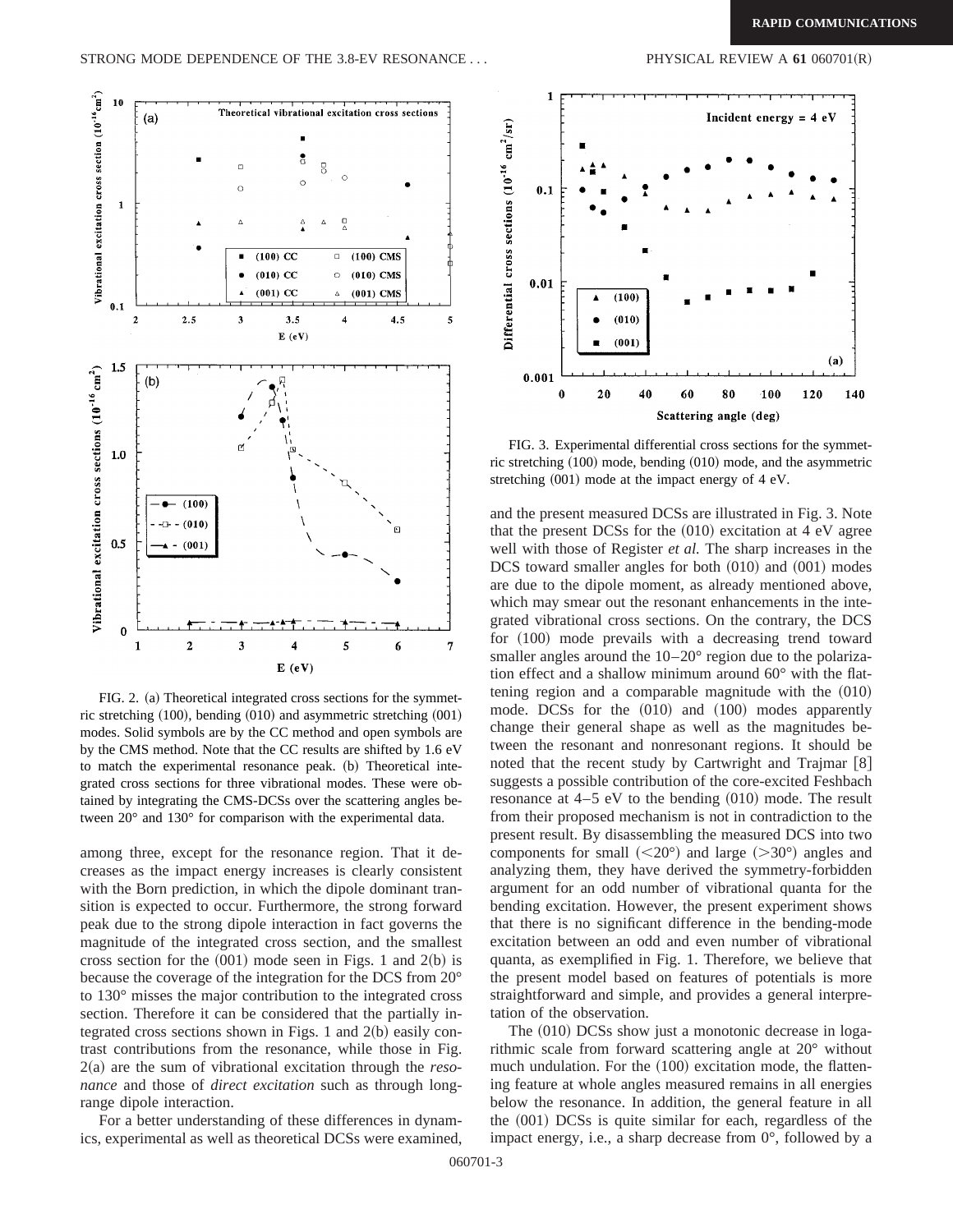FIG. 2. (a) Theoretical integrated cross sections for the symmetric stretching (100), bending (010) and asymmetric stretching (001) modes. Solid symbols are by the CC method and open symbols are by the CMS method. Note that the CC results are shifted by 1.6 eV to match the experimental resonance peak. (b) Theoretical integrated cross sections for three vibrational modes. These were obtained by integrating the CMS-DCSs over the scattering angles between 20° and 130° for comparison with the experimental data.

among three, except for the resonance region. That it decreases as the impact energy increases is clearly consistent with the Born prediction, in which the dipole dominant transition is expected to occur. Furthermore, the strong forward peak due to the strong dipole interaction in fact governs the magnitude of the integrated cross section, and the smallest cross section for the (001) mode seen in Figs. 1 and 2(b) is because the coverage of the integration for the DCS from 20° to 130° misses the major contribution to the integrated cross section. Therefore it can be considered that the partially integrated cross sections shown in Figs. 1 and 2(b) easily contrast contributions from the resonance, while those in Fig. 2(a) are the sum of vibrational excitation through the *resonance* and those of *direct excitation* such as through long-range dipole interaction.

For a better understanding of these differences in dynamics, experimental as well as theoretical DCSs were examined, and the present measured DCSs are illustrated in Fig. 3. Note that the present DCSs for the (010) excitation at 4 eV agree well with those of Register *et al.* The sharp increases in the DCS toward smaller angles for both (010) and (001) modes are due to the dipole moment, as already mentioned above, which may smear out the resonant enhancements in the integrated vibrational cross sections. On the contrary, the DCS for (100) mode prevails with a decreasing trend toward smaller angles around the 10–20° region due to the polarization effect and a shallow minimum around 60° with the flattening region and a comparable magnitude with the (010) mode. DCSs for the (010) and (100) modes apparently change their general shape as well as the magnitudes between the resonant and nonresonant regions. It should be noted that the recent study by Cartwright and Trajmar [8] suggests a possible contribution of the core-excited Feshbach resonance at 4–5 eV to the bending (010) mode. The result from their proposed mechanism is not in contradiction to the present result. By disassembling the measured DCS into two components for small (<20°) and large (>30°) angles and analyzing them, they have derived the symmetry-forbidden argument for an odd number of vibrational quanta for the bending excitation. However, the present experiment shows that there is no significant difference in the bending-mode excitation between an odd and even number of vibrational quanta, as exemplified in Fig. 1. Therefore, we believe that the present model based on features of potentials is more straightforward and simple, and provides a general interpretation of the observation.

FIG. 3. Experimental differential cross sections for the symmetric stretching (100) mode, bending (010) mode, and the asymmetric stretching (001) mode at the impact energy of 4 eV.

The (010) DCSs show just a monotonic decrease in logarithmic scale from forward scattering angle at 20° without much undulation. For the (100) excitation mode, the flattening feature at whole angles measured remains in all energies below the resonance. In addition, the general feature in all the (001) DCSs is quite similar for each, regardless of the impact energy, i.e., a sharp decrease from 0°, followed by a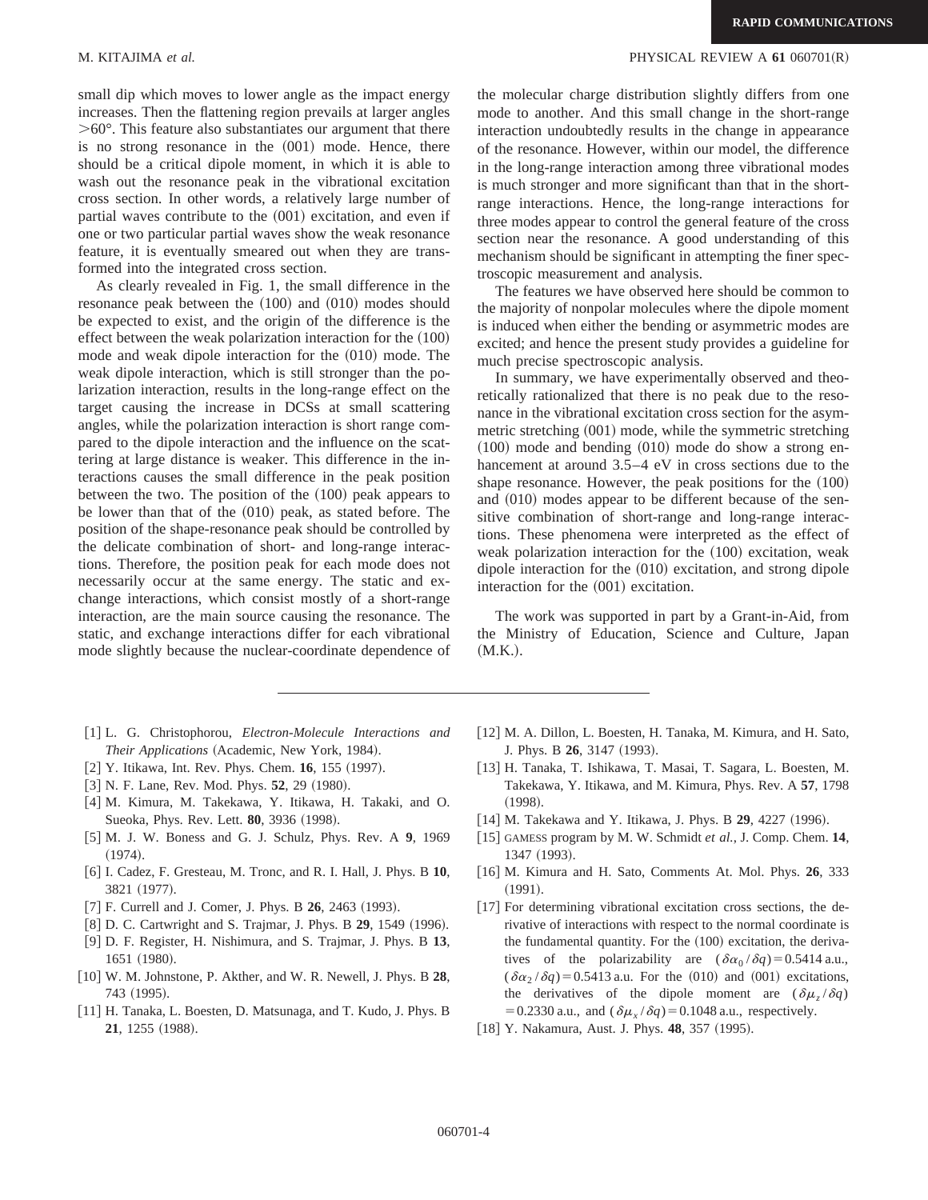small dip which moves to lower angle as the impact energy increases. Then the flattening region prevails at larger angles $>60°$. This feature also substantiates our argument that there is no strong resonance in the (001) mode. Hence, there should be a critical dipole moment, in which it is able to wash out the resonance peak in the vibrational excitation cross section. In other words, a relatively large number of partial waves contribute to the (001) excitation, and even if one or two particular partial waves show the weak resonance feature, it is eventually smeared out when they are transformed into the integrated cross section.

As clearly revealed in Fig. 1, the small difference in the resonance peak between the (100) and (010) modes should be expected to exist, and the origin of the difference is the effect between the weak polarization interaction for the (100) mode and weak dipole interaction for the (010) mode. The weak dipole interaction, which is still stronger than the polarization interaction, results in the long-range effect on the target causing the increase in DCSs at small scattering angles, while the polarization interaction is short range compared to the dipole interaction and the influence on the scattering at large distance is weaker. This difference in the interactions causes the small difference in the peak position between the two. The position of the (100) peak appears to be lower than that of the (010) peak, as stated before. The position of the shape-resonance peak should be controlled by the delicate combination of short- and long-range interactions. Therefore, the position peak for each mode does not necessarily occur at the same energy. The static and exchange interactions, which consist mostly of a short-range interaction, are the main source causing the resonance. The static, and exchange interactions differ for each vibrational mode slightly because the nuclear-coordinate dependence of the molecular charge distribution slightly differs from one mode to another. And this small change in the short-range interaction undoubtedly results in the change in appearance of the resonance. However, within our model, the difference in the long-range interaction among three vibrational modes is much stronger and more significant than that in the short-range interactions. Hence, the long-range interactions for three modes appear to control the general feature of the cross section near the resonance. A good understanding of this mechanism should be significant in attempting the finer spectroscopic measurement and analysis.

The features we have observed here should be common to the majority of nonpolar molecules where the dipole moment is induced when either the bending or asymmetric modes are excited; and hence the present study provides a guideline for much precise spectroscopic analysis.

In summary, we have experimentally observed and theoretically rationalized that there is no peak due to the resonance in the vibrational excitation cross section for the asymmetric stretching (001) mode, while the symmetric stretching (100) mode and bending (010) mode do show a strong enhancement at around 3.5–4 eV in cross sections due to the shape resonance. However, the peak positions for the (100) and (010) modes appear to be different because of the sensitive combination of short-range and long-range interactions. These phenomena were interpreted as the effect of weak polarization interaction for the (100) excitation, weak dipole interaction for the (010) excitation, and strong dipole interaction for the (001) excitation.

The work was supported in part by a Grant-in-Aid, from the Ministry of Education, Science and Culture, Japan (M.K.).

---

[1] L. G. Christophorou, *Electron-Molecule Interactions and Their Applications* (Academic, New York, 1984).

[2] Y. Itikawa, Int. Rev. Phys. Chem. **16**, 155 (1997).

[3] N. F. Lane, Rev. Mod. Phys. **52**, 29 (1980).

[4] M. Kimura, M. Takekawa, Y. Itikawa, H. Takaki, and O. Sueoka, Phys. Rev. Lett. **80**, 3936 (1998).

[5] M. J. W. Boness and G. J. Schulz, Phys. Rev. A **9**, 1969 (1974).

[6] I. Cadez, F. Gresteau, M. Tronc, and R. I. Hall, J. Phys. B **10**, 3821 (1977).

[7] F. Currell and J. Comer, J. Phys. B **26**, 2463 (1993).

[8] D. C. Cartwright and S. Trajmar, J. Phys. B **29**, 1549 (1996).

[9] D. F. Register, H. Nishimura, and S. Trajmar, J. Phys. B **13**, 1651 (1980).

[10] W. M. Johnstone, P. Akther, and W. R. Newell, J. Phys. B **28**, 743 (1995).

[11] H. Tanaka, L. Boesten, D. Matsunaga, and T. Kudo, J. Phys. B **21**, 1255 (1988).

[12] M. A. Dillon, L. Boesten, H. Tanaka, M. Kimura, and H. Sato, J. Phys. B **26**, 3147 (1993).

[13] H. Tanaka, T. Ishikawa, T. Masai, T. Sagara, L. Boesten, M. Takekawa, Y. Itikawa, and M. Kimura, Phys. Rev. A **57**, 1798 (1998).

[14] M. Takekawa and Y. Itikawa, J. Phys. B **29**, 4227 (1996).

[15] GAMESS program by M. W. Schmidt *et al.*, J. Comp. Chem. **14**, 1347 (1993).

[16] M. Kimura and H. Sato, Comments At. Mol. Phys. **26**, 333 (1991).

[17] For determining vibrational excitation cross sections, the derivative of interactions with respect to the normal coordinate is the fundamental quantity. For the (100) excitation, the derivatives of the polarizability are $(\delta\alpha_0/\delta q)=0.5414$ a.u., $(\delta\alpha_2/\delta q)=0.5413$ a.u. For the (010) and (001) excitations, the derivatives of the dipole moment are $(\delta\mu_z/\delta q)=0.2330$ a.u., and $(\delta\mu_x/\delta q)=0.1048$ a.u., respectively.

[18] Y. Nakamura, Aust. J. Phys. **48**, 357 (1995).